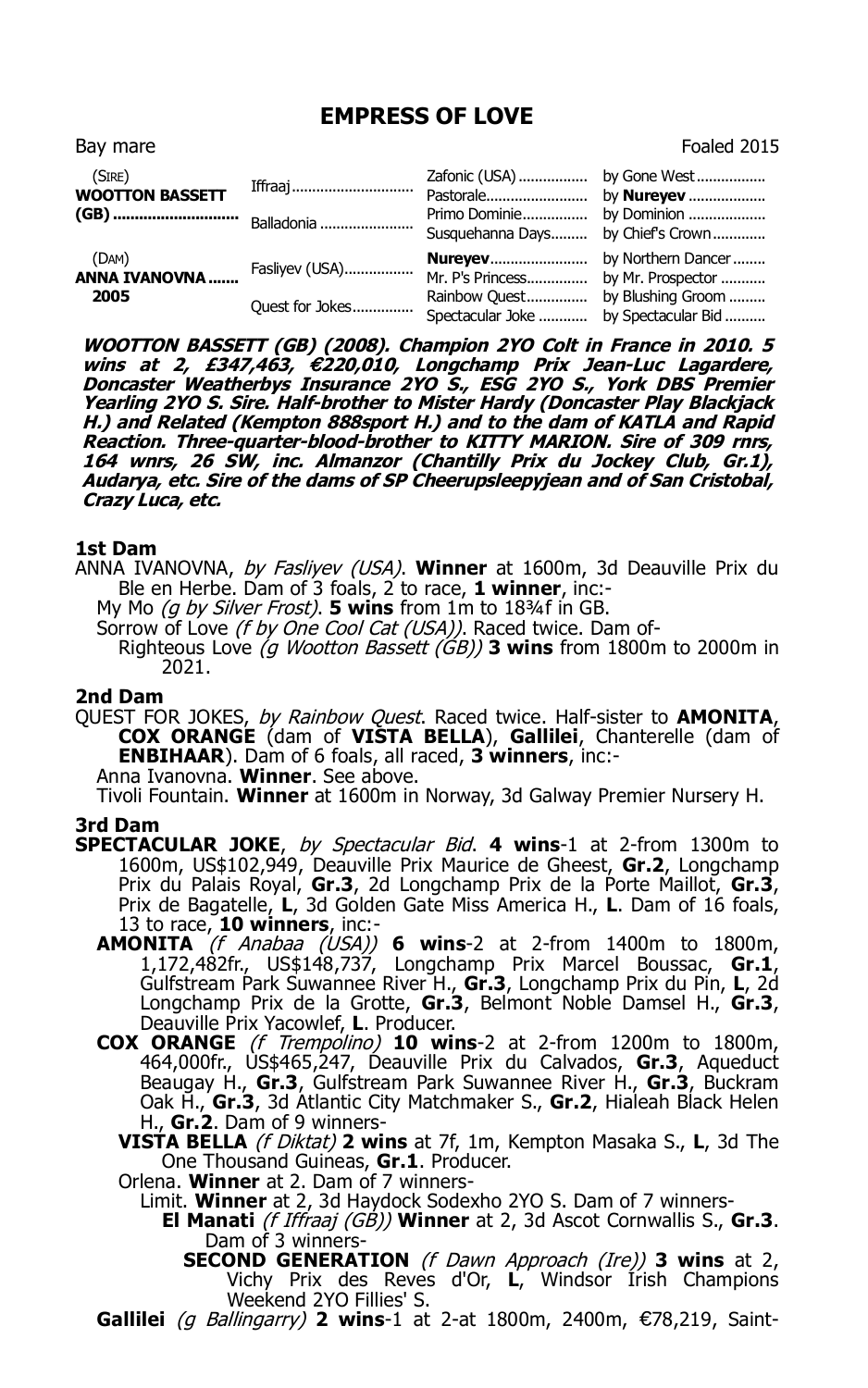# EMPRESS OF LOVE

Bay mare | Foaled 2015

| | | | |
|---|---|---|---|
| (SIRE) **WOOTTON BASSETT (GB)** ............................ | Iffraaj.............................. | Zafonic (USA)................. | by Gone West................. |
| | | Pastorale......................... | by **Nureyev**................... |
| | Balladonia ....................... | Primo Dominie................ | by Dominion ................... |
| | | Susquehanna Days......... | by Chief's Crown............. |
| (DAM) **ANNA IVANOVNA** ....... 2005 | Fasliyev (USA)................. | **Nureyev**........................ | by Northern Dancer ........ |
| | | Mr. P's Princess............... | by Mr. Prospector ........... |
| | Quest for Jokes............... | Rainbow Quest............... | by Blushing Groom ......... |
| | | Spectacular Joke ............ | by Spectacular Bid .......... |

***WOOTTON BASSETT (GB) (2008). Champion 2YO Colt in France in 2010. 5 wins at 2, £347,463, €220,010, Longchamp Prix Jean-Luc Lagardere, Doncaster Weatherbys Insurance 2YO S., ESG 2YO S., York DBS Premier Yearling 2YO S. Sire. Half-brother to Mister Hardy (Doncaster Play Blackjack H.) and Related (Kempton 888sport H.) and to the dam of KATLA and Rapid Reaction. Three-quarter-blood-brother to KITTY MARION. Sire of 309 rnrs, 164 wnrs, 26 SW, inc. Almanzor (Chantilly Prix du Jockey Club, Gr.1), Audarya, etc. Sire of the dams of SP Cheerupsleepyjean and of San Cristobal, Crazy Luca, etc.***

### 1st Dam

ANNA IVANOVNA, *by Fasliyev (USA)*. **Winner** at 1600m, 3d Deauville Prix du Ble en Herbe. Dam of 3 foals, 2 to race, **1 winner**, inc:-

My Mo *(g by Silver Frost)*. **5 wins** from 1m to 18¾f in GB.

Sorrow of Love *(f by One Cool Cat (USA))*. Raced twice. Dam of-

Righteous Love *(g Wootton Bassett (GB))* **3 wins** from 1800m to 2000m in 2021.

### 2nd Dam

QUEST FOR JOKES, *by Rainbow Quest*. Raced twice. Half-sister to **AMONITA**, **COX ORANGE** (dam of **VISTA BELLA**), **Gallilei**, Chanterelle (dam of **ENBIHAAR**). Dam of 6 foals, all raced, **3 winners**, inc:-

Anna Ivanovna. **Winner**. See above.

Tivoli Fountain. **Winner** at 1600m in Norway, 3d Galway Premier Nursery H.

### 3rd Dam

**SPECTACULAR JOKE**, *by Spectacular Bid*. **4 wins**-1 at 2-from 1300m to 1600m, US$102,949, Deauville Prix Maurice de Gheest, **Gr.2**, Longchamp Prix du Palais Royal, **Gr.3**, 2d Longchamp Prix de la Porte Maillot, **Gr.3**, Prix de Bagatelle, **L**, 3d Golden Gate Miss America H., **L**. Dam of 16 foals, 13 to race, **10 winners**, inc:-

**AMONITA** *(f Anabaa (USA))* **6 wins**-2 at 2-from 1400m to 1800m, 1,172,482fr., US$148,737, Longchamp Prix Marcel Boussac, **Gr.1**, Gulfstream Park Suwannee River H., **Gr.3**, Longchamp Prix du Pin, **L**, 2d Longchamp Prix de la Grotte, **Gr.3**, Belmont Noble Damsel H., **Gr.3**, Deauville Prix Yacowlef, **L**. Producer.

**COX ORANGE** *(f Trempolino)* **10 wins**-2 at 2-from 1200m to 1800m, 464,000fr., US$465,247, Deauville Prix du Calvados, **Gr.3**, Aqueduct Beaugay H., **Gr.3**, Gulfstream Park Suwannee River H., **Gr.3**, Buckram Oak H., **Gr.3**, 3d Atlantic City Matchmaker S., **Gr.2**, Hialeah Black Helen H., **Gr.2**. Dam of 9 winners-

**VISTA BELLA** *(f Diktat)* **2 wins** at 7f, 1m, Kempton Masaka S., **L**, 3d The One Thousand Guineas, **Gr.1**. Producer.

Orlena. **Winner** at 2. Dam of 7 winners-

Limit. **Winner** at 2, 3d Haydock Sodexho 2YO S. Dam of 7 winners-

**El Manati** *(f Iffraaj (GB))* **Winner** at 2, 3d Ascot Cornwallis S., **Gr.3**. Dam of 3 winners-

**SECOND GENERATION** *(f Dawn Approach (Ire))* **3 wins** at 2, Vichy Prix des Reves d'Or, **L**, Windsor Irish Champions Weekend 2YO Fillies' S.

**Gallilei** *(g Ballingarry)* **2 wins**-1 at 2-at 1800m, 2400m, €78,219, Saint-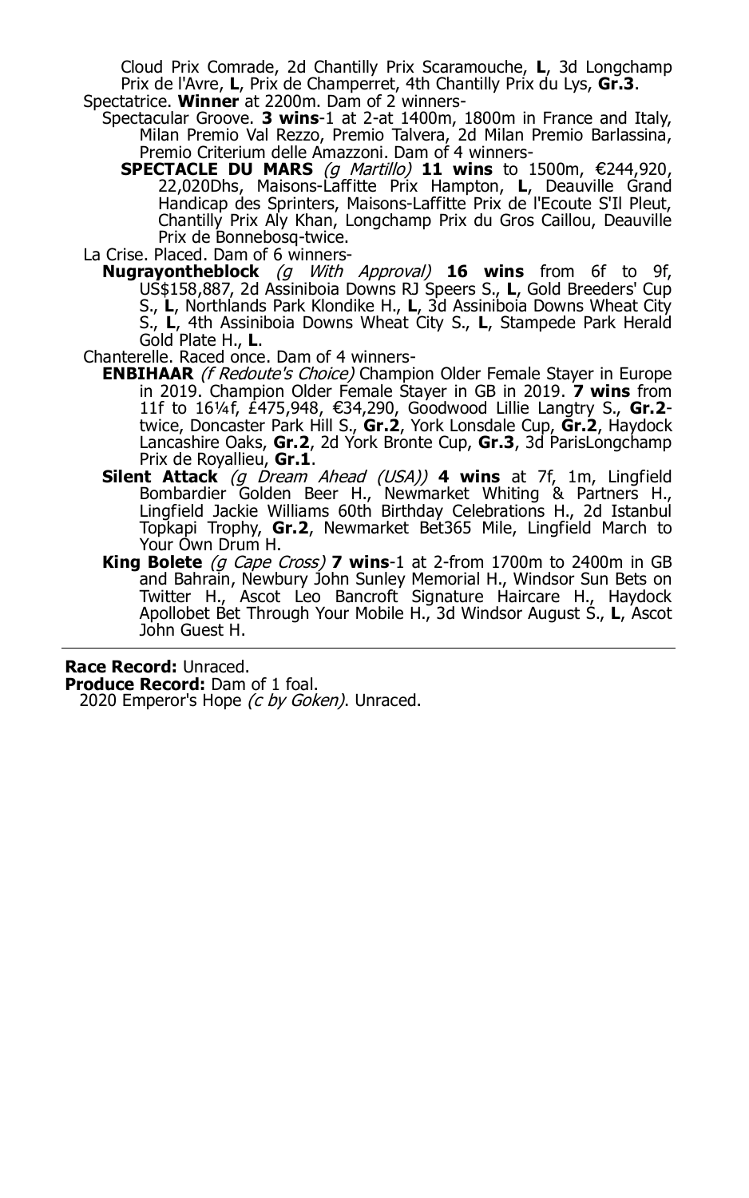Cloud Prix Comrade, 2d Chantilly Prix Scaramouche, **L**, 3d Longchamp Prix de l'Avre, **L**, Prix de Champerret, 4th Chantilly Prix du Lys, **Gr.3**.

Spectatrice. **Winner** at 2200m. Dam of 2 winners-

Spectacular Groove. **3 wins**-1 at 2-at 1400m, 1800m in France and Italy, Milan Premio Val Rezzo, Premio Talvera, 2d Milan Premio Barlassina, Premio Criterium delle Amazzoni. Dam of 4 winners-

**SPECTACLE DU MARS** *(g Martillo)* **11 wins** to 1500m, €244,920, 22,020Dhs, Maisons-Laffitte Prix Hampton, **L**, Deauville Grand Handicap des Sprinters, Maisons-Laffitte Prix de l'Ecoute S'Il Pleut, Chantilly Prix Aly Khan, Longchamp Prix du Gros Caillou, Deauville Prix de Bonnebosq-twice.

La Crise. Placed. Dam of 6 winners-

**Nugrayontheblock** *(g With Approval)* **16 wins** from 6f to 9f, US$158,887, 2d Assiniboia Downs RJ Speers S., **L**, Gold Breeders' Cup S., **L**, Northlands Park Klondike H., **L**, 3d Assiniboia Downs Wheat City S., **L**, 4th Assiniboia Downs Wheat City S., **L**, Stampede Park Herald Gold Plate H., **L**.

Chanterelle. Raced once. Dam of 4 winners-

**ENBIHAAR** *(f Redoute's Choice)* Champion Older Female Stayer in Europe in 2019. Champion Older Female Stayer in GB in 2019. **7 wins** from 11f to 16¼f, £475,948, €34,290, Goodwood Lillie Langtry S., **Gr.2**-twice, Doncaster Park Hill S., **Gr.2**, York Lonsdale Cup, **Gr.2**, Haydock Lancashire Oaks, **Gr.2**, 2d York Bronte Cup, **Gr.3**, 3d ParisLongchamp Prix de Royallieu, **Gr.1**.

**Silent Attack** *(g Dream Ahead (USA))* **4 wins** at 7f, 1m, Lingfield Bombardier Golden Beer H., Newmarket Whiting & Partners H., Lingfield Jackie Williams 60th Birthday Celebrations H., 2d Istanbul Topkapi Trophy, **Gr.2**, Newmarket Bet365 Mile, Lingfield March to Your Own Drum H.

**King Bolete** *(g Cape Cross)* **7 wins**-1 at 2-from 1700m to 2400m in GB and Bahrain, Newbury John Sunley Memorial H., Windsor Sun Bets on Twitter H., Ascot Leo Bancroft Signature Haircare H., Haydock Apollobet Bet Through Your Mobile H., 3d Windsor August S., **L**, Ascot John Guest H.

---

**Race Record:** Unraced.

**Produce Record:** Dam of 1 foal.

2020 Emperor's Hope *(c by Goken)*. Unraced.